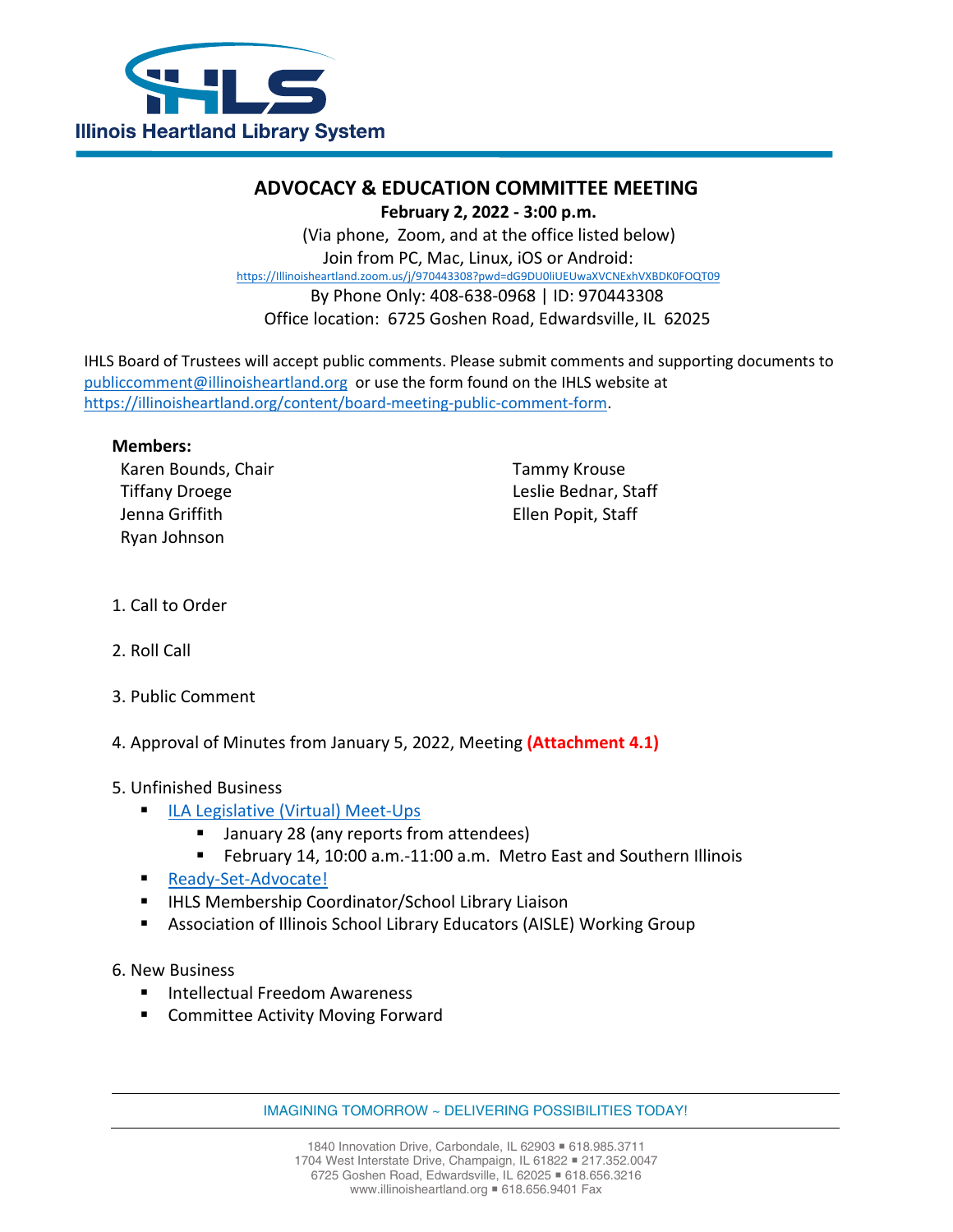Illinois Heartland Library System

# ADVOCACY & EDUCATION COMMITTEE MEETING

**February 2, 2022 - 3:00 p.m.**

(Via phone, Zoom, and at the office listed below)
Join from PC, Mac, Linux, iOS or Android:
https://Illinoisheartland.zoom.us/j/970443308?pwd=dG9DU0liUEUwaXVCNExhVXBDK0FOQT09
By Phone Only: 408-638-0968 | ID: 970443308
Office location: 6725 Goshen Road, Edwardsville, IL 62025

IHLS Board of Trustees will accept public comments. Please submit comments and supporting documents to publiccomment@illinoisheartland.org or use the form found on the IHLS website at https://illinoisheartland.org/content/board-meeting-public-comment-form.

**Members:**

Karen Bounds, Chair
Tiffany Droege
Jenna Griffith
Ryan Johnson
Tammy Krouse
Leslie Bednar, Staff
Ellen Popit, Staff

1. Call to Order

2. Roll Call

3. Public Comment

4. Approval of Minutes from January 5, 2022, Meeting **(Attachment 4.1)**

5. Unfinished Business
   - ILA Legislative (Virtual) Meet-Ups
     - January 28 (any reports from attendees)
     - February 14, 10:00 a.m.-11:00 a.m. Metro East and Southern Illinois
   - Ready-Set-Advocate!
   - IHLS Membership Coordinator/School Library Liaison
   - Association of Illinois School Library Educators (AISLE) Working Group

6. New Business
   - Intellectual Freedom Awareness
   - Committee Activity Moving Forward

IMAGINING TOMORROW ~ DELIVERING POSSIBILITIES TODAY!

1840 Innovation Drive, Carbondale, IL 62903 ▪ 618.985.3711
1704 West Interstate Drive, Champaign, IL 61822 ▪ 217.352.0047
6725 Goshen Road, Edwardsville, IL 62025 ▪ 618.656.3216
www.illinoisheartland.org ▪ 618.656.9401 Fax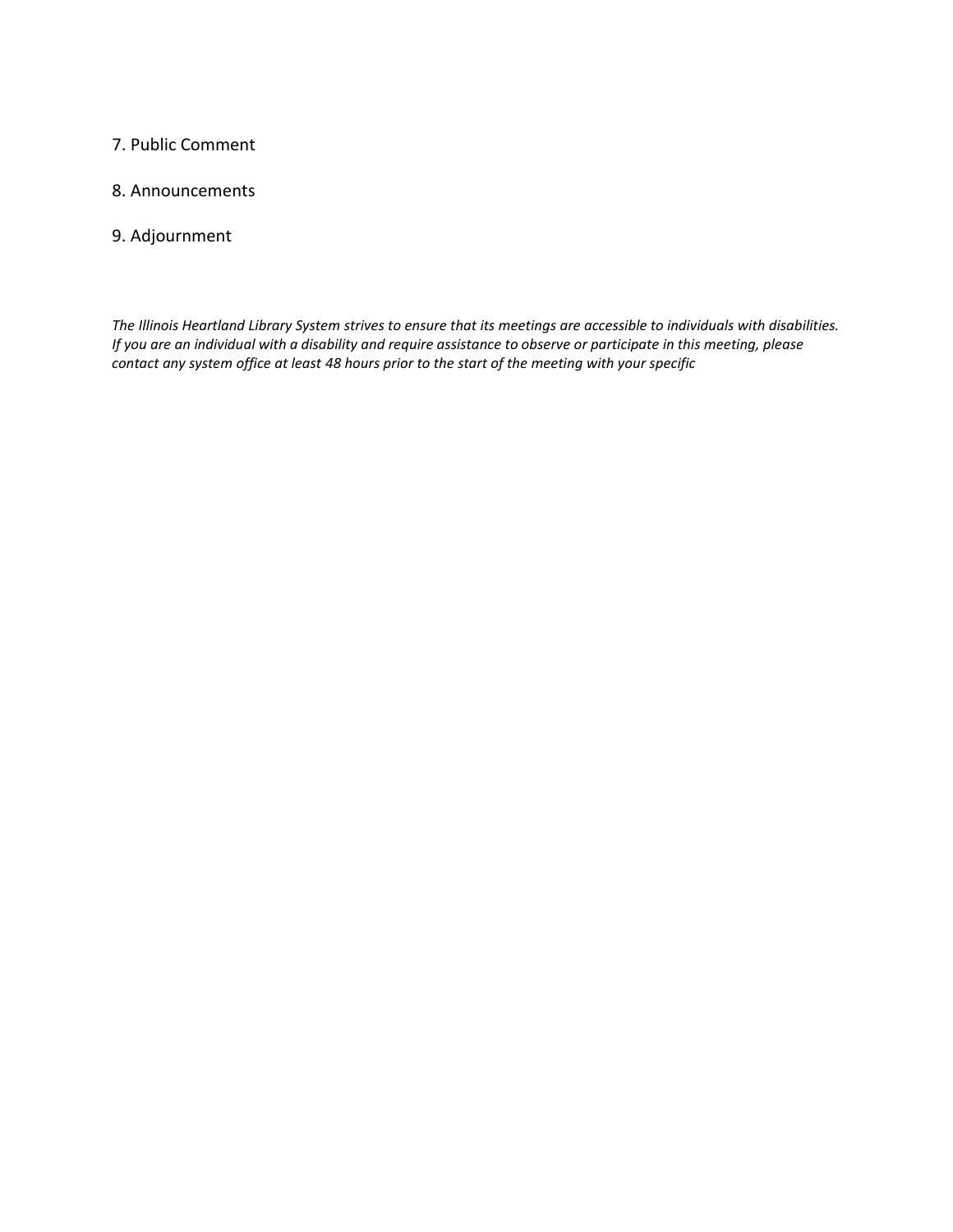7. Public Comment

8. Announcements

9. Adjournment

*The Illinois Heartland Library System strives to ensure that its meetings are accessible to individuals with disabilities. If you are an individual with a disability and require assistance to observe or participate in this meeting, please contact any system office at least 48 hours prior to the start of the meeting with your specific*